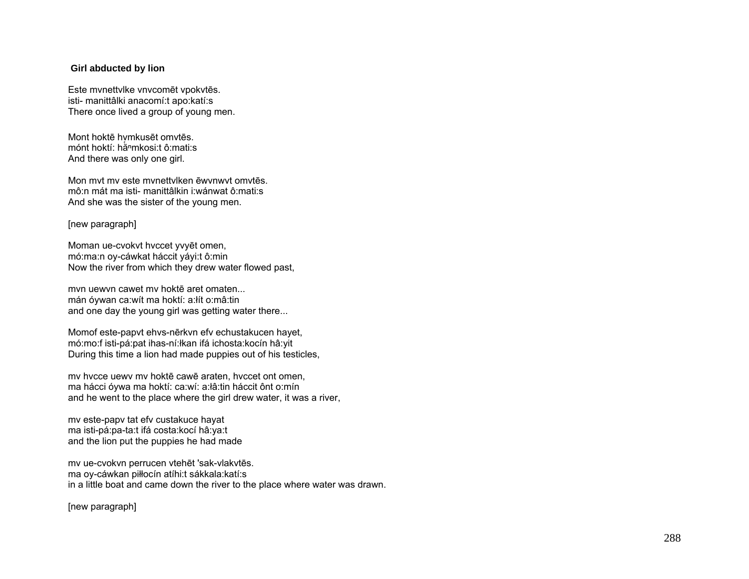**Girl abducted by lion**

Este mvnettvlke vnvcomēt vpokvtēs.
isti- manittâlki anacomí:t apo:katí:s
There once lived a group of young men.

Mont hoktē hvmkusēt omvtēs.
mónt hoktí: hă̰ⁿmkosi:t ô:mati:s
And there was only one girl.

Mon mvt mv este mvnettvlken ēwvnwvt omvtēs.
mô:n mát ma isti- manittâlkin i:wánwat ô:mati:s
And she was the sister of the young men.

[new paragraph]

Moman ue-cvokvt hvccet yvyēt omen,
mó:ma:n oy-cáwkat háccit yáyi:t ô:min
Now the river from which they drew water flowed past,

mvn uewvn cawet mv hoktē aret omaten...
mán óywan ca:wít ma hoktí: a:łít o:mâ:tin
and one day the young girl was getting water there...

Momof este-papvt ehvs-nērkvn efv echustakucen hayet,
mó:mo:f isti-pá:pat ihas-ní:łkan ifá ichosta:kocín hâ:yit
During this time a lion had made puppies out of his testicles,

mv hvcce uewv mv hoktē cawē araten, hvccet ont omen,
ma hácci óywa ma hoktí: ca:wí: a:łâ:tin háccit ônt o:mín
and he went to the place where the girl drew water, it was a river,

mv este-papv tat efv custakuce hayat
ma isti-pá:pa-ta:t ifá costa:kocí hâ:ya:t
and the lion put the puppies he had made

mv ue-cvokvn perrucen vtehēt 'sak-vlakvtēs.
ma oy-cáwkan piłłocín atíhi:t sákkala:katí:s
in a little boat and came down the river to the place where water was drawn.

[new paragraph]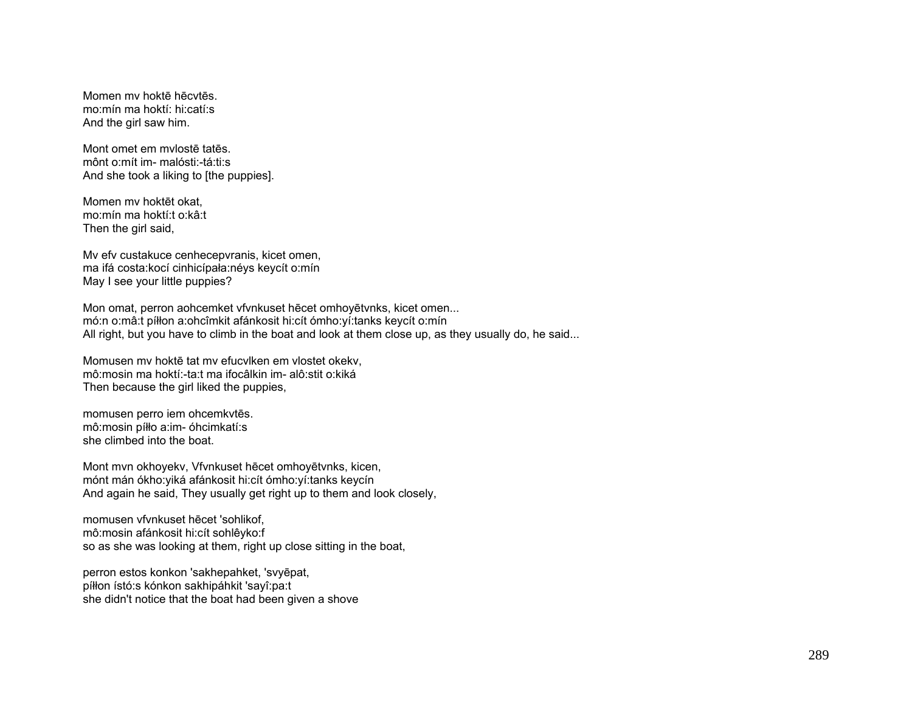Momen mv hoktē hēcvtēs.
mo:mín ma hoktí: hi:catí:s
And the girl saw him.

Mont omet em mvlostē tatēs.
mônt o:mít im- malósti:-tá:ti:s
And she took a liking to [the puppies].

Momen mv hoktēt okat,
mo:mín ma hoktí:t o:kâ:t
Then the girl said,

Mv efv custakuce cenhecepvranis, kicet omen,
ma ifá costa:kocí cinhicípała:néys keycít o:mín
May I see your little puppies?

Mon omat, perron aohcemket vfvnkuset hēcet omhoyētvnks, kicet omen...
mó:n o:mâ:t píłłon a:ohcîmkit afánkosit hi:cít ómho:yí:tanks keycít o:mín
All right, but you have to climb in the boat and look at them close up, as they usually do, he said...

Momusen mv hoktē tat mv efucvlken em vlostet okekv,
mô:mosin ma hoktí:-ta:t ma ifocâlkin im- alô:stit o:kiká
Then because the girl liked the puppies,

momusen perro iem ohcemkvtēs.
mô:mosin píłło a:im- óhcimkatí:s
she climbed into the boat.

Mont mvn okhoyekv, Vfvnkuset hēcet omhoyētvnks, kicen,
mónt mán ókho:yiká afánkosit hi:cít ómho:yí:tanks keycín
And again he said, They usually get right up to them and look closely,

momusen vfvnkuset hēcet 'sohlikof,
mô:mosin afánkosit hi:cít sohlêyko:f
so as she was looking at them, right up close sitting in the boat,

perron estos konkon 'sakhepahket, 'svyēpat,
píłłon ístó:s kónkon sakhipáhkit 'sayî:pa:t
she didn't notice that the boat had been given a shove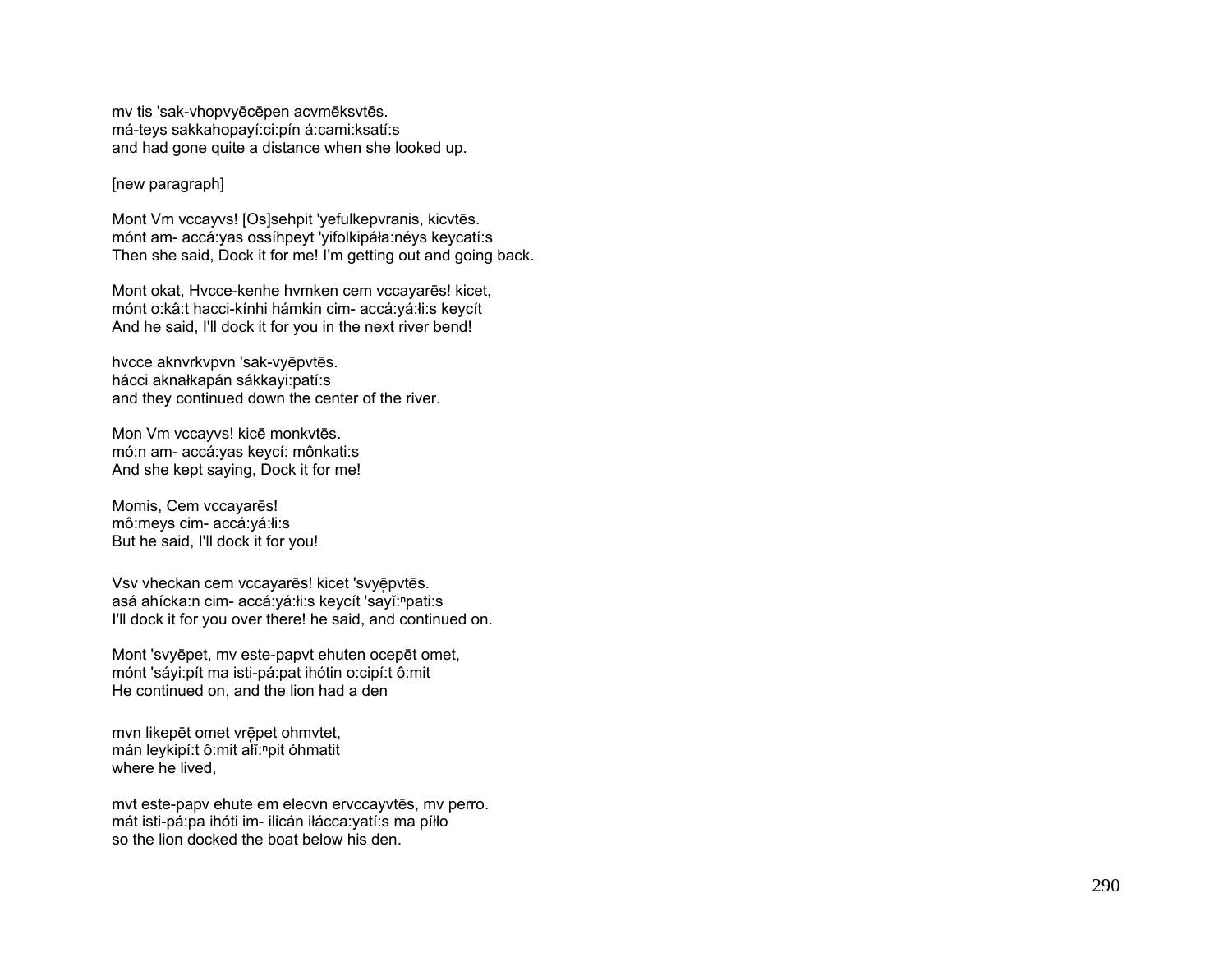mv tis 'sak-vhopvyēcēpen acvmēksvtēs.
má-teys sakkahopayí:ci:pín á:cami:ksatí:s
and had gone quite a distance when she looked up.

[new paragraph]

Mont Vm vccayvs! [Os]sehpit 'yefulkepvranis, kicvtēs.
mónt am- accá:yas ossíhpeyt 'yifolkipáła:néys keycatí:s
Then she said, Dock it for me! I'm getting out and going back.

Mont okat, Hvcce-kenhe hvmken cem vccayarēs! kicet,
mónt o:kâ:t hacci-kínhi hámkin cim- accá:yá:łi:s keycít
And he said, I'll dock it for you in the next river bend!

hvcce aknvrkvpvn 'sak-vyēpvtēs.
hácci aknałkapán sákkayi:patí:s
and they continued down the center of the river.

Mon Vm vccayvs! kicē monkvtēs.
mó:n am- accá:yas keycí: mônkati:s
And she kept saying, Dock it for me!

Momis, Cem vccayarēs!
mô:meys cim- accá:yá:łi:s
But he said, I'll dock it for you!

Vsv vheckan cem vccayarēs! kicet 'svyē̜pvtēs.
asá ahícka:n cim- accá:yá:łi:s keycít 'sayĭ̜:ⁿpati:s
I'll dock it for you over there! he said, and continued on.

Mont 'svyēpet, mv este-papvt ehuten ocepēt omet,
mónt 'sáyi:pít ma isti-pá:pat ihótin o:cipí:t ô:mit
He continued on, and the lion had a den

mvn likepēt omet vrē̜pet ohmvtet,
mán leykipí:t ô:mit ałĭ̜:ⁿpit óhmatit
where he lived,

mvt este-papv ehute em elecvn ervccayvtēs, mv perro.
mát isti-pá:pa ihóti im- ilicán iłácca:yatí:s ma píłło
so the lion docked the boat below his den.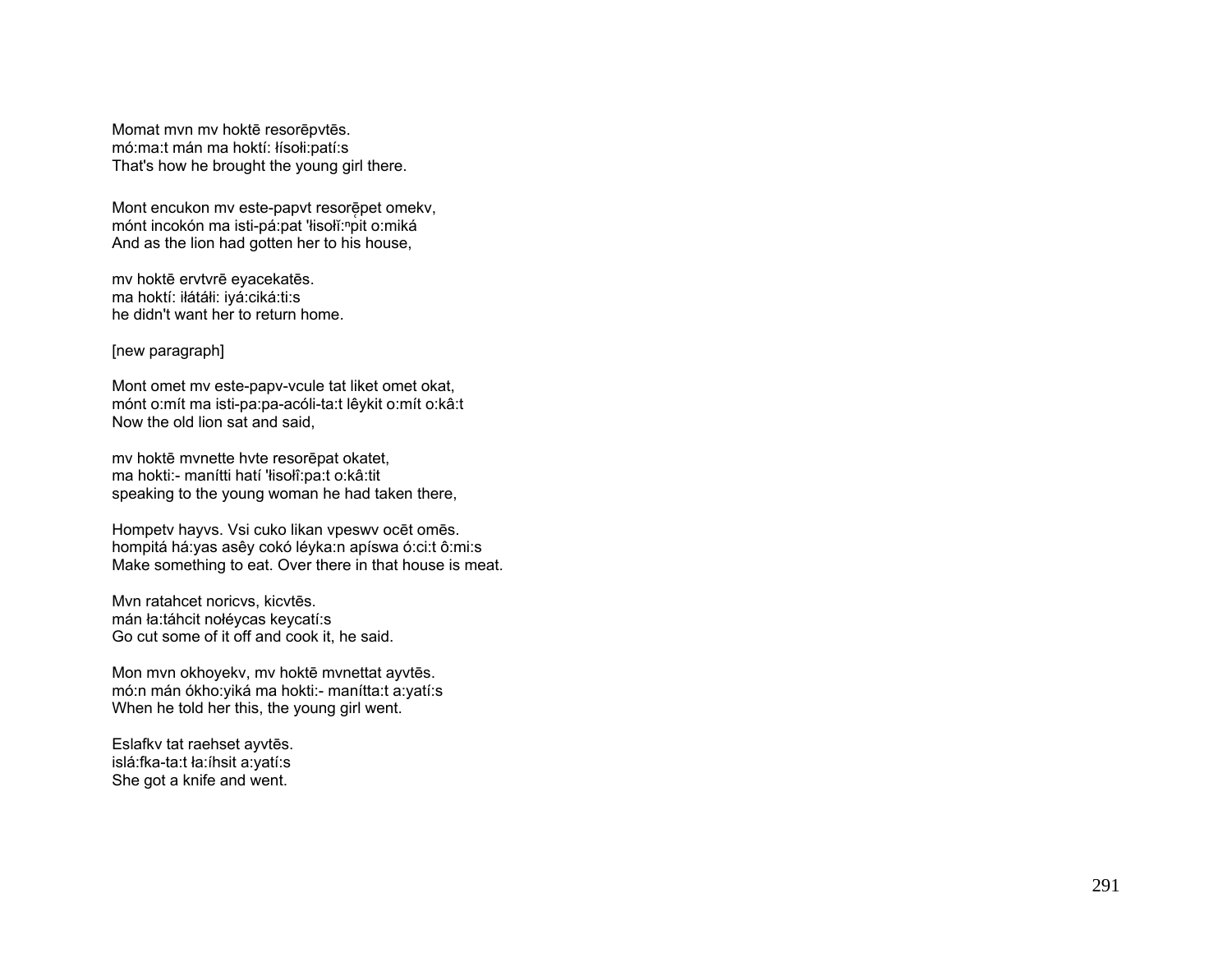Momat mvn mv hoktē resorēpvtēs.
mó:ma:t mán ma hoktí: łísoɬi:patí:s
That's how he brought the young girl there.

Mont encukon mv este-papvt resorḙ̄pet omekv,
mónt incokón ma isti-pá:pat 'łisołĭ:ⁿpit o:miká
And as the lion had gotten her to his house,

mv hoktē ervtvrē eyacekatēs.
ma hoktí: iłátáłi: iyá:ciká:ti:s
he didn't want her to return home.

[new paragraph]

Mont omet mv este-papv-vcule tat liket omet okat,
mónt o:mít ma isti-pa:pa-acóli-ta:t lêykit o:mít o:kâ:t
Now the old lion sat and said,

mv hoktē mvnette hvte resorēpat okatet,
ma hokti:- manítti hatí 'łisołî:pa:t o:kâ:tit
speaking to the young woman he had taken there,

Hompetv hayvs. Vsi cuko likan vpeswv ocēt omēs.
hompitá há:yas asêy cokó léyka:n apíswa ó:ci:t ô:mi:s
Make something to eat. Over there in that house is meat.

Mvn ratahcet noricvs, kicvtēs.
mán ła:táhcit nołéycas keycatí:s
Go cut some of it off and cook it, he said.

Mon mvn okhoyekv, mv hoktē mvnettat ayvtēs.
mó:n mán ókho:yiká ma hokti:- manítta:t a:yatí:s
When he told her this, the young girl went.

Eslafkv tat raehset ayvtēs.
islá:fka-ta:t ła:íhsit a:yatí:s
She got a knife and went.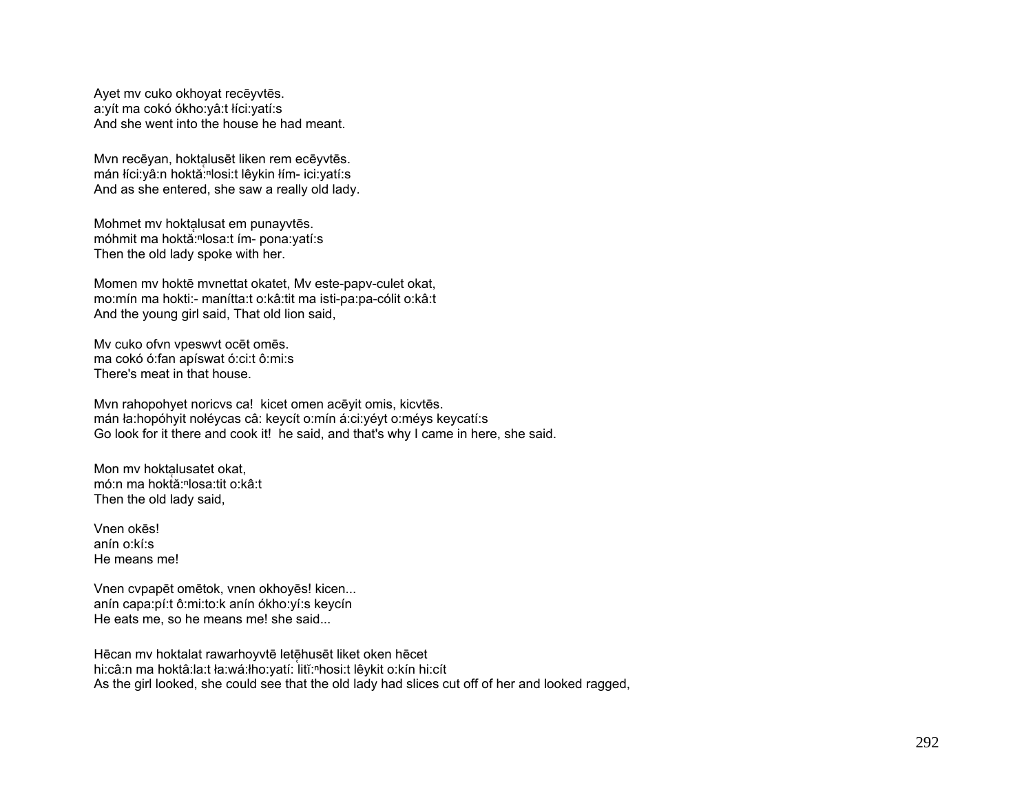Ayet mv cuko okhoyat recēyvtēs.
a:yít ma cokó ókho:yâ:t łíci:yatí:s
And she went into the house he had meant.

Mvn recēyan, hoktą̄lusēt liken rem ecēyvtēs.
mán łíci:yâ:n hoktă̜:$^{n}$losi:t lêykin łím- ici:yatí:s
And as she entered, she saw a really old lady.

Mohmet mv hoktą̄lusat em punayvtēs.
móhmit ma hoktă̜:$^{n}$losa:t ím- pona:yatí:s
Then the old lady spoke with her.

Momen mv hoktē mvnettat okatet, Mv este-papv-culet okat,
mo:mín ma hokti:- manítta:t o:kâ:tit ma isti-pa:pa-cólit o:kâ:t
And the young girl said, That old lion said,

Mv cuko ofvn vpeswvt ocēt omēs.
ma cokó ó:fan apíswat ó:ci:t ô:mi:s
There's meat in that house.

Mvn rahopohyet noricvs ca!  kicet omen acēyit omis, kicvtēs.
mán ła:hopóhyit nołéycas câ: keycít o:mín á:ci:yéyt o:méys keycatí:s
Go look for it there and cook it!  he said, and that's why I came in here, she said.

Mon mv hoktą̄lusatet okat,
mó:n ma hoktă̜:$^{n}$losa:tit o:kâ:t
Then the old lady said,

Vnen okēs!
anín o:kí:s
He means me!

Vnen cvpapēt omētok, vnen okhoyēs! kicen...
anín capa:pí:t ô:mi:to:k anín ókho:yí:s keycín
He eats me, so he means me! she said...

Hēcan mv hoktalat rawarhoyvtē letē̜husēt liket oken hēcet
hi:câ:n ma hoktâ:la:t ła:wá:łho:yatí: litĭ̜:$^{n}$hosi:t lêykit o:kín hi:cít
As the girl looked, she could see that the old lady had slices cut off of her and looked ragged,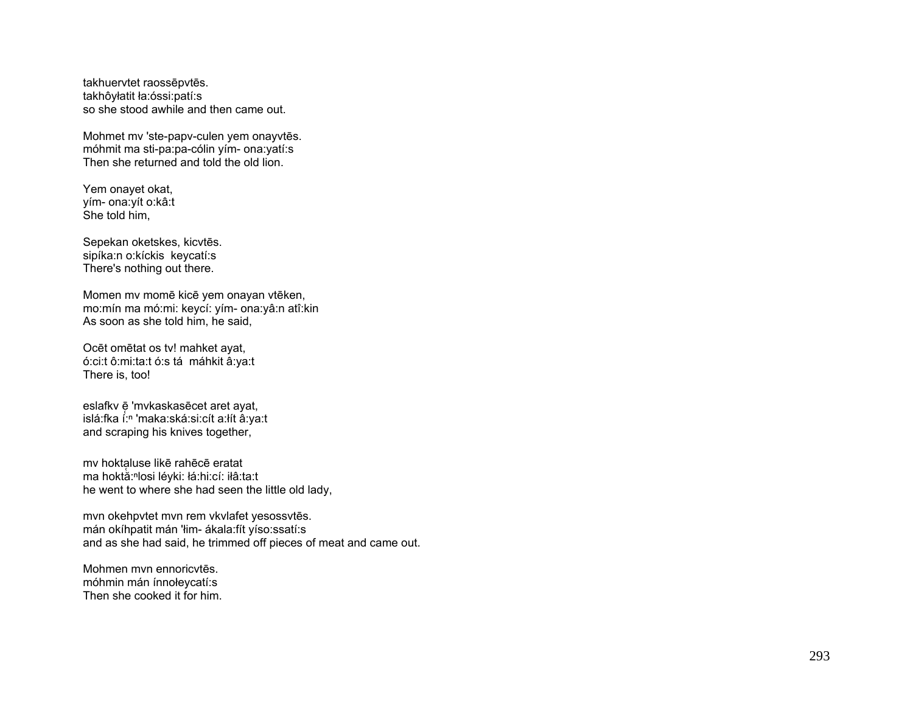takhuervtet raossēpvtēs.
takhôyłatit ła:óssi:patí:s
so she stood awhile and then came out.

Mohmet mv 'ste-papv-culen yem onayvtēs.
móhmit ma sti-pa:pa-cólin yím- ona:yatí:s
Then she returned and told the old lion.

Yem onayet okat,
yím- ona:yít o:kâ:t
She told him,

Sepekan oketskes, kicvtēs.
sipíka:n o:kíckis keycatí:s
There's nothing out there.

Momen mv momē kicē yem onayan vtēken,
mo:mín ma mó:mi: keycí: yím- ona:yâ:n atî:kin
As soon as she told him, he said,

Ocēt omētat os tv! mahket ayat,
ó:ci:t ô:mi:ta:t ó:s tá máhkit â:ya:t
There is, too!

eslafkv ē̜ 'mvkaskasēcet aret ayat,
islá:fka í:$^{n}$ 'maka:ská:si:cít a:łít â:ya:t
and scraping his knives together,

mv hoktąluse likē rahēcē eratat
ma hoktă̜:$^{n}$losi léyki: łá:hi:cí: iłâ:ta:t
he went to where she had seen the little old lady,

mvn okehpvtet mvn rem vkvlafet yesossvtēs.
mán okíhpatit mán 'łim- ákala:fít yíso:ssatí:s
and as she had said, he trimmed off pieces of meat and came out.

Mohmen mvn ennoricvtēs.
móhmin mán ínnołeycatí:s
Then she cooked it for him.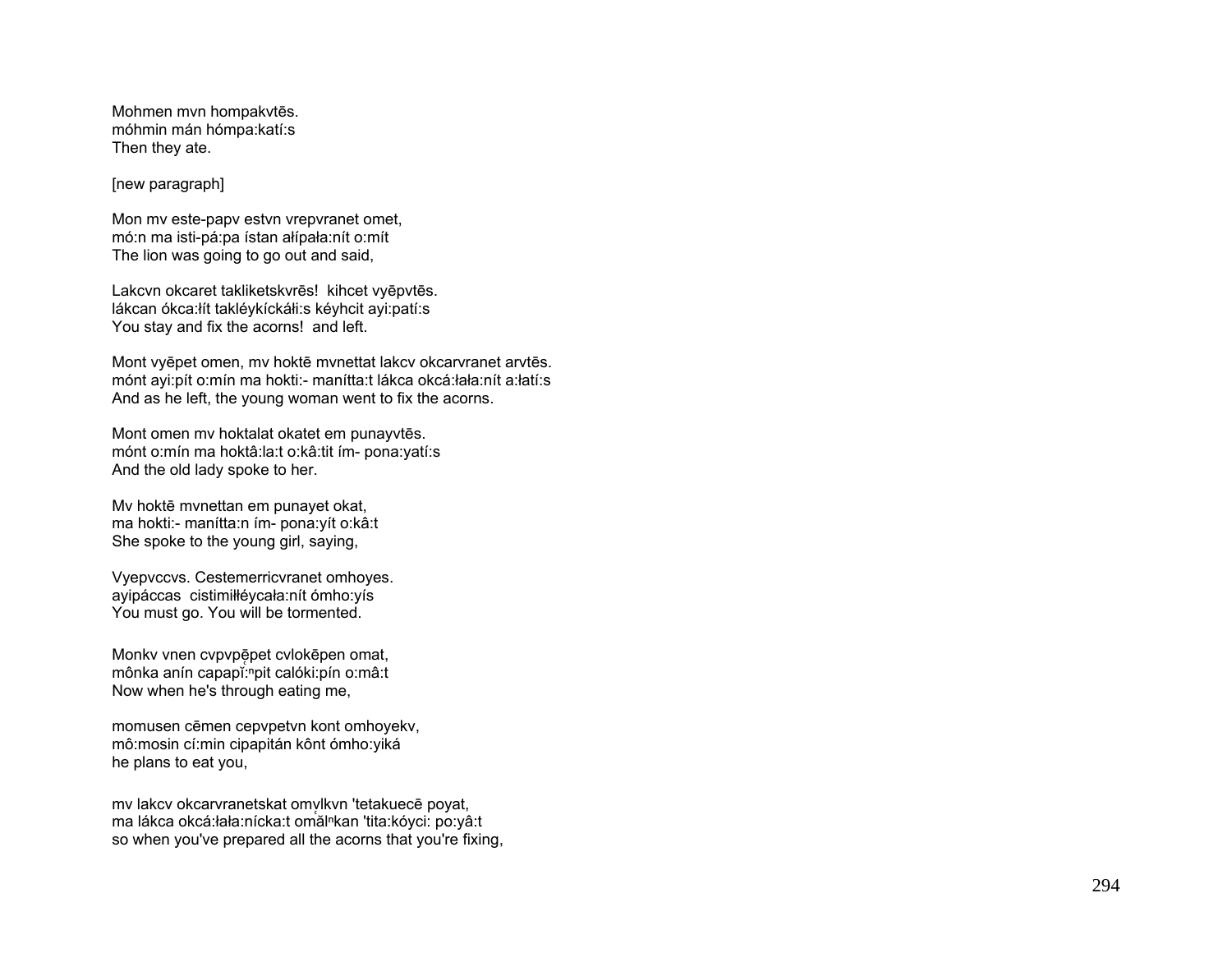Mohmen mvn hompakvtēs.
móhmin mán hómpa:katí:s
Then they ate.

[new paragraph]

Mon mv este-papv estvn vrepvranet omet,
mó:n ma isti-pá:pa ístan ałípała:nít o:mít
The lion was going to go out and said,

Lakcvn okcaret takliketskvrēs!  kihcet vyēpvtēs.
lákcan ókca:łít takléykícká̄łi:s kéyhcit ayi:patí:s
You stay and fix the acorns!  and left.

Mont vyēpet omen, mv hoktē mvnettat lakcv okcarvranet arvtēs.
mónt ayi:pít o:mín ma hokti:- manítta:t lákca okcá:łała:nít a:łatí:s
And as he left, the young woman went to fix the acorns.

Mont omen mv hoktalat okatet em punayvtēs.
mónt o:mín ma hoktâ:la:t o:kâ:tit ím- pona:yatí:s
And the old lady spoke to her.

Mv hoktē mvnettan em punayet okat,
ma hokti:- manítta:n ím- pona:yít o:kâ:t
She spoke to the young girl, saying,

Vyepvccvs. Cestemerricvranet omhoyes.
ayipáccas  cistimiłłéycała:nít ómho:yís
You must go. You will be tormented.

Monkv vnen cvpvpēpet cvlokēpen omat,
mônka anín capapĩ:ⁿpit calóki:pín o:mâ:t
Now when he's through eating me,

momusen cēmen cepvpetvn kont omhoyekv,
mô:mosin cí:min cipapitán kônt ómho:yiká
he plans to eat you,

mv lakcv okcarvranetskat omvlkvn 'tetakuecē poyat,
ma lákca okcá:łała:nícka:t omălⁿkan 'tita:kóyci: po:yâ:t
so when you've prepared all the acorns that you're fixing,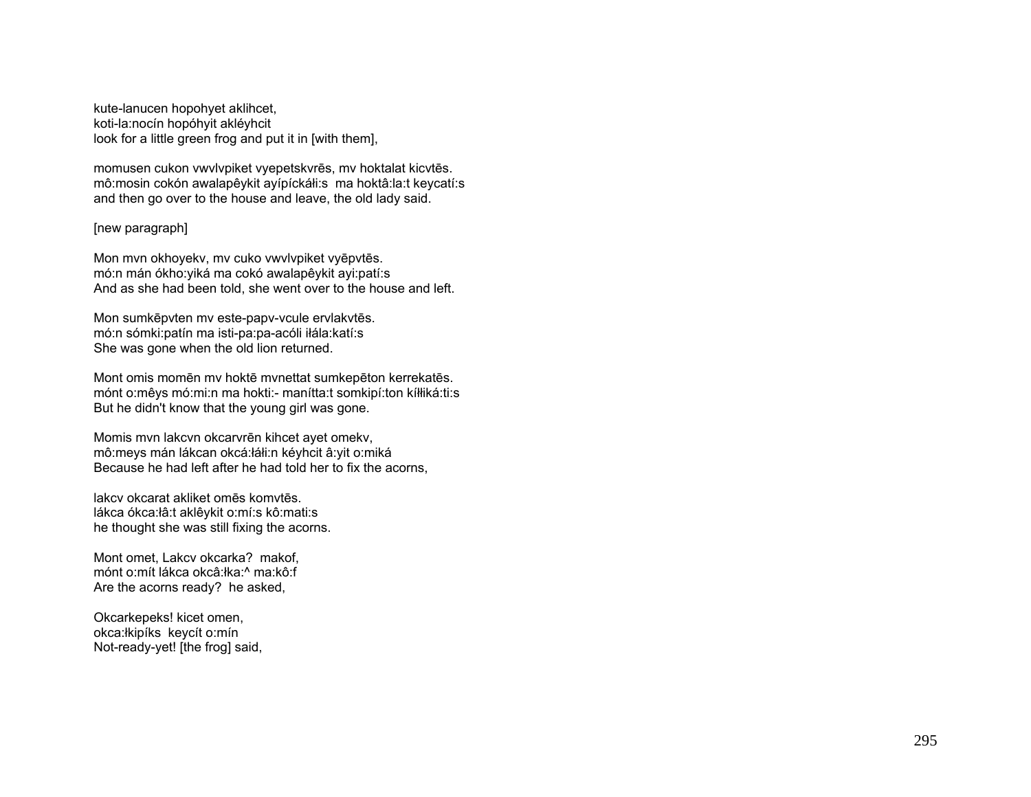kute-lanucen hopohyet aklihcet,
koti-la:nocín hopóhyit akléyhcit
look for a little green frog and put it in [with them],

momusen cukon vwvlvpiket vyepetskvrēs, mv hoktalat kicvtēs.
mô:mosin cokón awalapêykit ayípíckáłi:s  ma hoktâ:la:t keycatí:s
and then go over to the house and leave, the old lady said.

[new paragraph]

Mon mvn okhoyekv, mv cuko vwvlvpiket vyēpvtēs.
mó:n mán ókho:yiká ma cokó awalapêykit ayi:patí:s
And as she had been told, she went over to the house and left.

Mon sumkēpvten mv este-papv-vcule ervlakvtēs.
mó:n sómki:patín ma isti-pa:pa-acóli iłála:katí:s
She was gone when the old lion returned.

Mont omis momēn mv hoktē mvnettat sumkepēton kerrekatēs.
mónt o:mêys mó:mi:n ma hokti:- manítta:t somkipí:ton kíłłiká:ti:s
But he didn't know that the young girl was gone.

Momis mvn lakcvn okcarvrēn kihcet ayet omekv,
mô:meys mán lákcan okcá:łáłi:n kéyhcit â:yit o:miká
Because he had left after he had told her to fix the acorns,

lakcv okcarat akliket omēs komvtēs.
lákca ókca:łâ:t aklêykit o:mí:s kô:mati:s
he thought she was still fixing the acorns.

Mont omet, Lakcv okcarka?  makof,
mónt o:mít lákca okcâ:łka:^ ma:kô:f
Are the acorns ready?  he asked,

Okcarkepeks! kicet omen,
okca:łkipíks  keycít o:mín
Not-ready-yet! [the frog] said,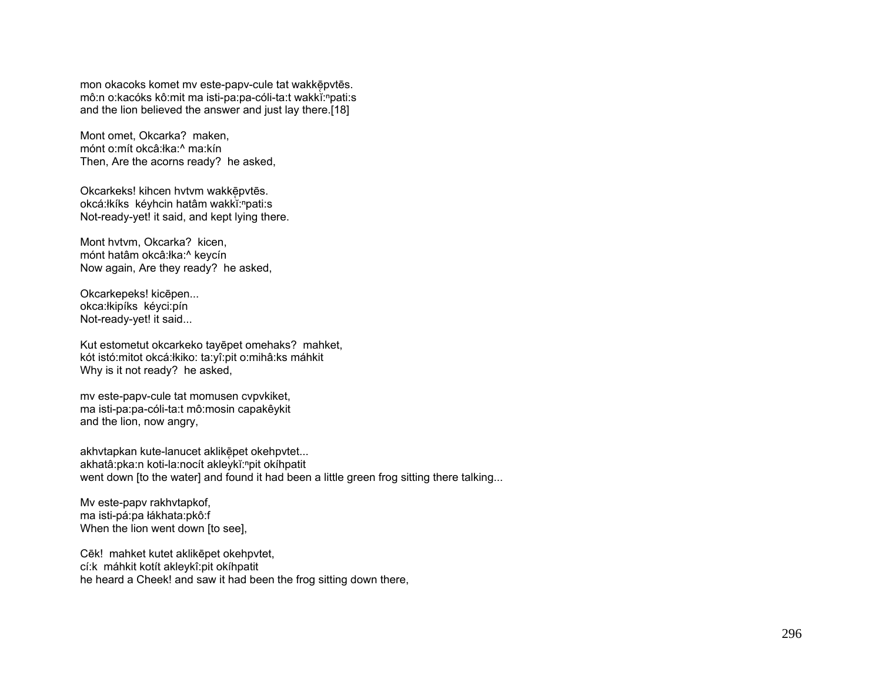mon okacoks komet mv este-papv-cule tat wakkę̄pvtēs.
mô:n o:kacóks kô:mit ma isti-pa:pa-cóli-ta:t wakkĭ:$^{n}$pati:s
and the lion believed the answer and just lay there.[18]

Mont omet, Okcarka? maken,
mónt o:mít okcâ:łka:^ ma:kín
Then, Are the acorns ready? he asked,

Okcarkeks! kihcen hvtvm wakkę̄pvtēs.
okcá:łkíks kéyhcin hatâm wakkĭ:$^{n}$pati:s
Not-ready-yet! it said, and kept lying there.

Mont hvtvm, Okcarka? kicen,
mónt hatâm okcâ:łka:^ keycín
Now again, Are they ready? he asked,

Okcarkepeks! kicēpen...
okca:łkipíks kéyci:pín
Not-ready-yet! it said...

Kut estometut okcarkeko tayēpet omehaks? mahket,
kót istó:mitot okcá:łkiko: ta:yî:pit o:mihâ:ks máhkit
Why is it not ready? he asked,

mv este-papv-cule tat momusen cvpvkiket,
ma isti-pa:pa-cóli-ta:t mô:mosin capakêykit
and the lion, now angry,

akhvtapkan kute-lanucet aklikę̄pet okehpvtet...
akhatâ:pka:n koti-la:nocít akleykĭ:$^{n}$pit okíhpatit
went down [to the water] and found it had been a little green frog sitting there talking...

Mv este-papv rakhvtapkof,
ma isti-pá:pa łákhata:pkô:f
When the lion went down [to see],

Cēk! mahket kutet aklikēpet okehpvtet,
cí:k máhkit kotít akleykî:pit okíhpatit
he heard a Cheek! and saw it had been the frog sitting down there,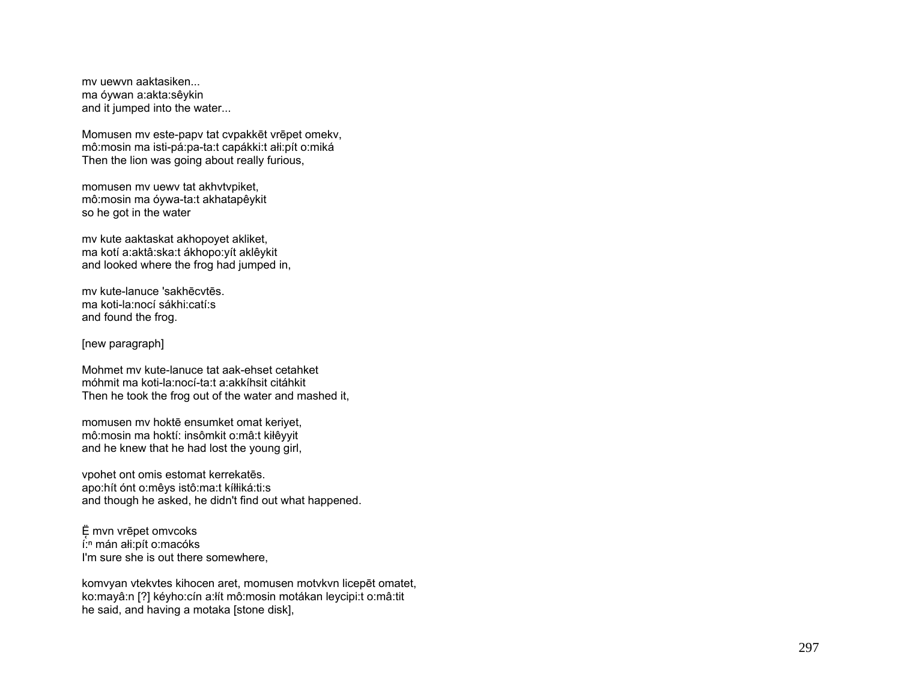mv uewvn aaktasiken...
ma óywan a:akta:sêykin
and it jumped into the water...

Momusen mv este-papv tat cvpakkēt vrēpet omekv,
mô:mosin ma isti-pá:pa-ta:t capákki:t ałi:pít o:miká
Then the lion was going about really furious,

momusen mv uewv tat akhvtvpiket,
mô:mosin ma óywa-ta:t akhatapêykit
so he got in the water

mv kute aaktaskat akhopoyet akliket,
ma kotí a:aktâ:ska:t ákhopo:yít aklêykit
and looked where the frog had jumped in,

mv kute-lanuce 'sakhēcvtēs.
ma koti-la:nocí sákhi:catí:s
and found the frog.

[new paragraph]

Mohmet mv kute-lanuce tat aak-ehset cetahket
móhmit ma koti-la:nocí-ta:t a:akkíhsit citáhkit
Then he took the frog out of the water and mashed it,

momusen mv hoktē ensumket omat keriyet,
mô:mosin ma hoktí: insômkit o:mâ:t kiłêyyit
and he knew that he had lost the young girl,

vpohet ont omis estomat kerrekatēs.
apo:hít ónt o:mêys istô:ma:t kíłłiká:ti:s
and though he asked, he didn't find out what happened.

Ḛ̄ mvn vrēpet omvcoks
ḭ́:ⁿ mán ałi:pít o:macóks
I'm sure she is out there somewhere,

komvyan vtekvtes kihocen aret, momusen motvkvn licepēt omatet,
ko:mayâ:n [?] kéyho:cín a:łít mô:mosin motákan leycipi:t o:mâ:tit
he said, and having a motaka [stone disk],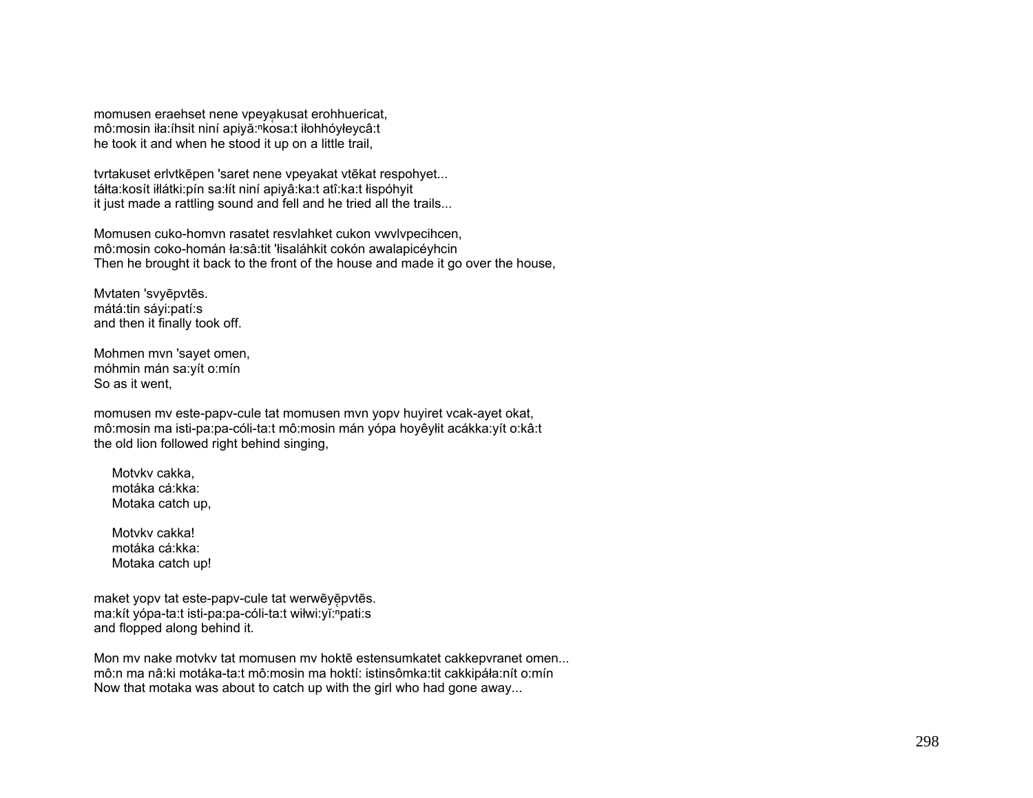momusen eraehset nene vpeyα̨kusat erohhuericat,
mô:mosin iła:íhsit niní apiyă:ⁿkosa:t iłohhóyłeycâ:t
he took it and when he stood it up on a little trail,

tvrtakuset erlvtkēpen 'saret nene vpeyakat vtēkat respohyet...
táłta:kosít iłłátki:pín sa:łít niní apiyâ:ka:t atî:ka:t łispóhyit
it just made a rattling sound and fell and he tried all the trails...

Momusen cuko-homvn rasatet resvlahket cukon vwvlvpecihcen,
mô:mosin coko-homán ła:sâ:tit 'łisaláhkit cokón awalapicéyhcin
Then he brought it back to the front of the house and made it go over the house,

Mvtaten 'svyēpvtēs.
mátá:tin sáyi:patí:s
and then it finally took off.

Mohmen mvn 'sayet omen,
móhmin mán sa:yít o:mín
So as it went,

momusen mv este-papv-cule tat momusen mvn yopv huyiret vcak-ayet okat,
mô:mosin ma isti-pa:pa-cóli-ta:t mô:mosin mán yópa hoyêyłit acákka:yít o:kâ:t
the old lion followed right behind singing,

> Motvkv cakka,
> motáka cá:kka:
> Motaka catch up,
>
> Motvkv cakka!
> motáka cá:kka:
> Motaka catch up!

maket yopv tat este-papv-cule tat werwēyę̄pvtēs.
ma:kít yópa-ta:t isti-pa:pa-cóli-ta:t wiłwi:yĭ:ⁿpati:s
and flopped along behind it.

Mon mv nake motvkv tat momusen mv hoktē estensumkatet cakkepvranet omen...
mô:n ma nâ:ki motáka-ta:t mô:mosin ma hoktí: istinsômka:tit cakkipáła:nít o:mín
Now that motaka was about to catch up with the girl who had gone away...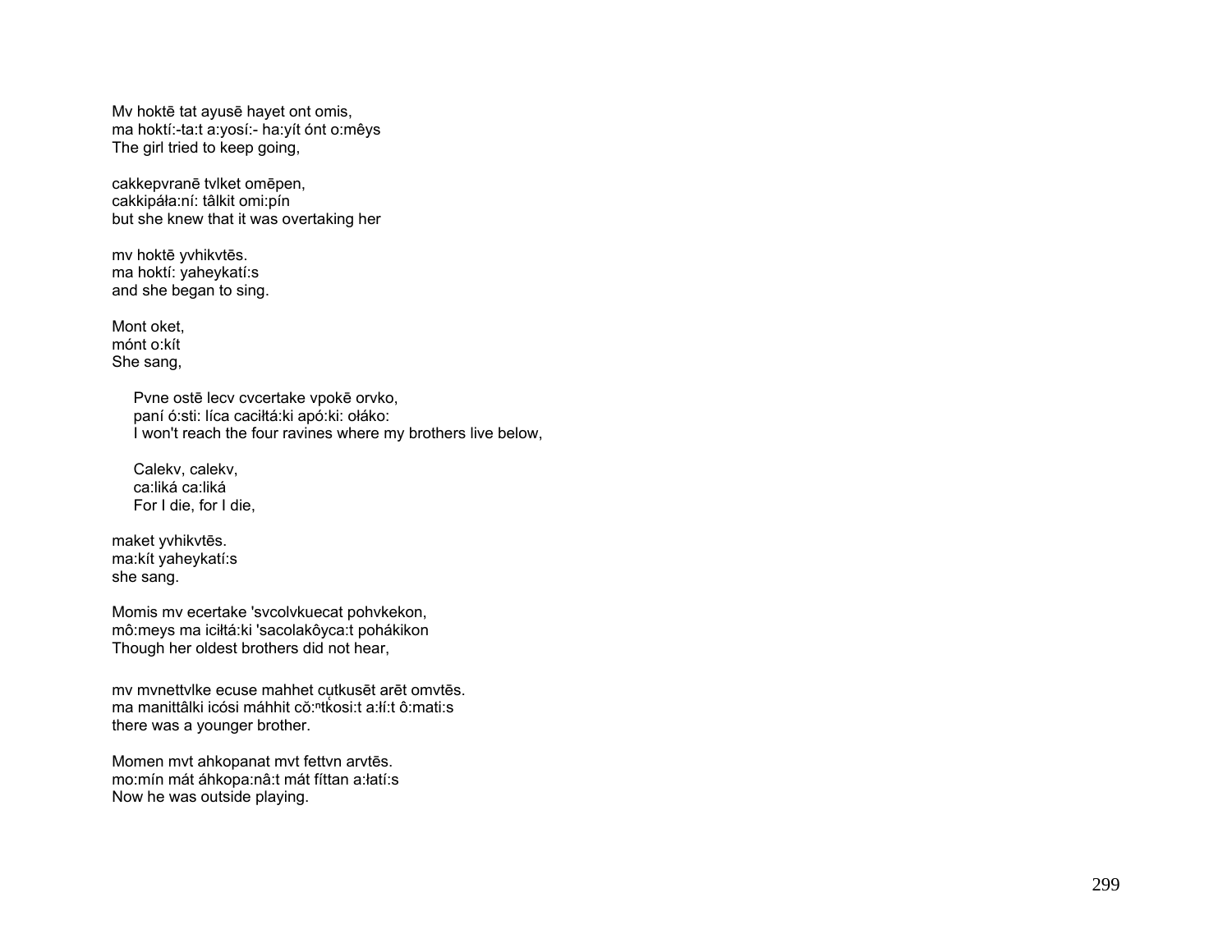Mv hoktē tat ayusē hayet ont omis,
ma hoktí:-ta:t a:yosí:- ha:yít ónt o:mêys
The girl tried to keep going,

cakkepvranē tvlket omēpen,
cakkipáła:ní: tâlkit omi:pín
but she knew that it was overtaking her

mv hoktē yvhikvtēs.
ma hoktí: yaheykatí:s
and she began to sing.

Mont oket,
mónt o:kít
She sang,

> Pvne ostē lecv cvcertake vpokē orvko,
> paní ó:sti: líca caciłtá:ki apó:ki: ołáko:
> I won't reach the four ravines where my brothers live below,
>
> Calekv, calekv,
> ca:liká ca:liká
> For I die, for I die,

maket yvhikvtēs.
ma:kít yaheykatí:s
she sang.

Momis mv ecertake 'svcolvkuecat pohvkekon,
mô:meys ma iciłtá:ki 'sacolakôyca:t pohákikon
Though her oldest brothers did not hear,

mv mvnettvlke ecuse mahhet cutkusēt arēt omvtēs.
ma manittâlki icósi máhhit cŏ:ⁿtkosi:t a:łí:t ô:mati:s
there was a younger brother.

Momen mvt ahkopanat mvt fettvn arvtēs.
mo:mín mát áhkopa:nâ:t mát fíttan a:łatí:s
Now he was outside playing.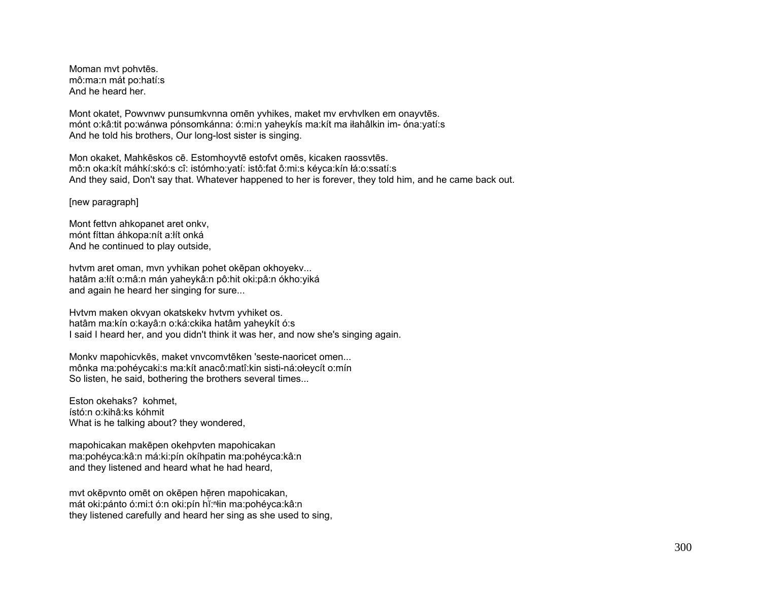Moman mvt pohvtēs.
mô:ma:n mát po:hatí:s
And he heard her.

Mont okatet, Powvnwv punsumkvnna omēn yvhikes, maket mv ervhvlken em onayvtēs.
mónt o:kâ:tit po:wánwa pónsomkánna: ó:mi:n yaheykís ma:kít ma iɬahâlkin im- óna:yatí:s
And he told his brothers, Our long-lost sister is singing.

Mon okaket, Mahkēskos cē. Estomhoyvtē estofvt omēs, kicaken raossvtēs.
mô:n oka:kít máhkí:skó:s cî: istómho:yatí: istô:fat ô:mi:s kéyca:kín ɬá:o:ssatí:s
And they said, Don't say that. Whatever happened to her is forever, they told him, and he came back out.

[new paragraph]

Mont fettvn ahkopanet aret onkv,
mónt fíttan áhkopa:nít a:ɬít onká
And he continued to play outside,

hvtvm aret oman, mvn yvhikan pohet okēpan okhoyekv...
hatâm a:ɬít o:mâ:n mán yaheykâ:n pô:hit oki:pâ:n ókho:yiká
and again he heard her singing for sure...

Hvtvm maken okvyan okatskekv hvtvm yvhiket os.
hatâm ma:kín o:kayâ:n o:ká:ckika hatâm yaheykít ó:s
I said I heard her, and you didn't think it was her, and now she's singing again.

Monkv mapohicvkēs, maket vnvcomvtēken 'seste-naoricet omen...
mônka ma:pohéycaki:s ma:kít anacô:matî:kin sisti-ná:oɬeycít o:mín
So listen, he said, bothering the brothers several times...

Eston okehaks? kohmet,
ístó:n o:kihâ:ks kóhmit
What is he talking about? they wondered,

mapohicakan makēpen okehpvten mapohicakan
ma:pohéyca:kâ:n má:ki:pín okíhpatin ma:pohéyca:kâ:n
and they listened and heard what he had heard,

mvt okēpvnto omēt on okēpen hē̜ren mapohicakan,
mát oki:pánto ó:mi:t ó:n oki:pín hĭ̜:ⁿɬin ma:pohéyca:kâ:n
they listened carefully and heard her sing as she used to sing,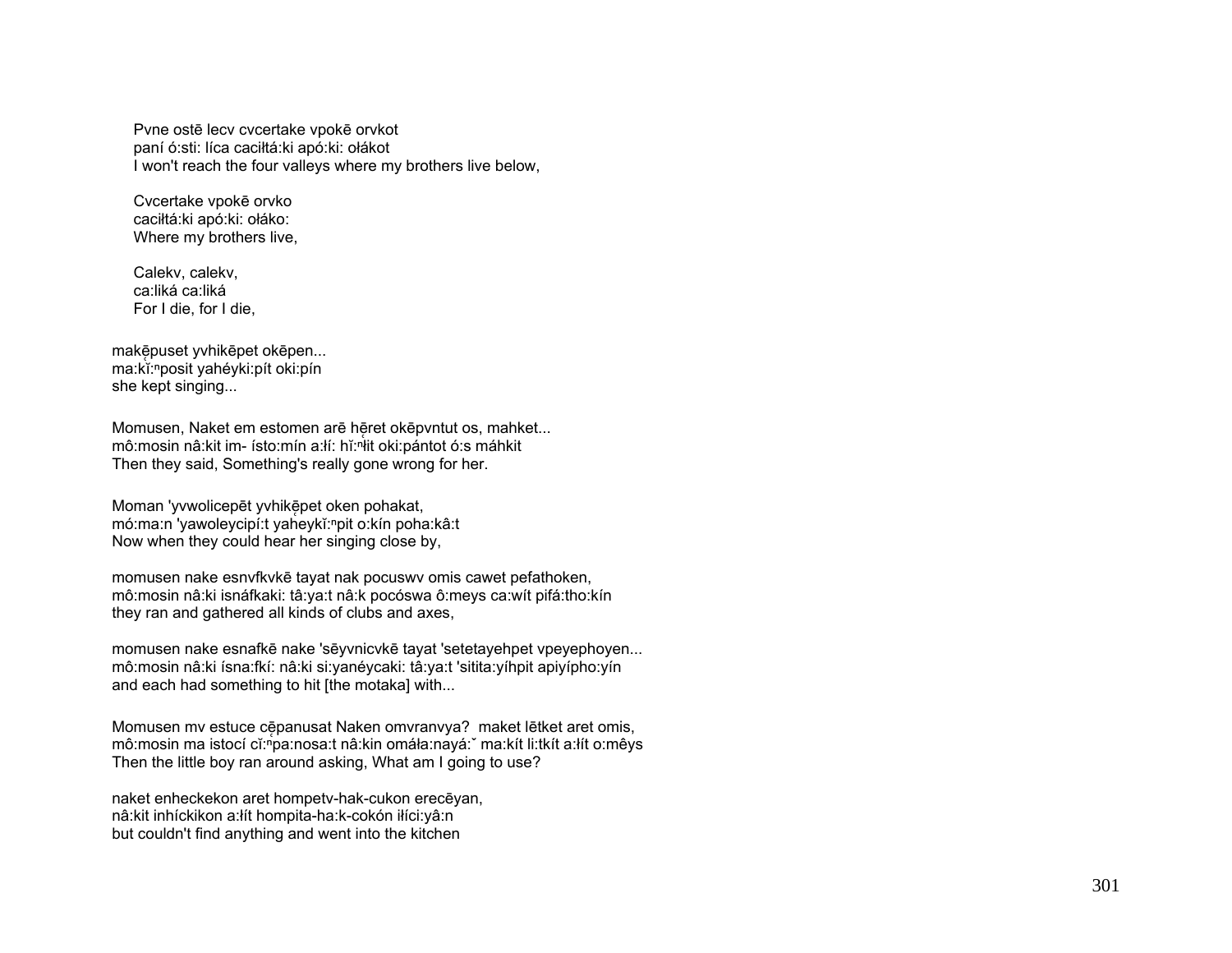Pvne ostē lecv cvcertake vpokē orvkot
paní ó:sti: líca caciłtá:ki apó:ki: ołákot
I won't reach the four valleys where my brothers live below,

Cvcertake vpokē orvko
caciłtá:ki apó:ki: ołáko:
Where my brothers live,

Calekv, calekv,
ca:liká ca:liká
For I die, for I die,

makē̜puset yvhikēpet okēpen...
ma:kĭ̜:ⁿposit yahéyki:pít oki:pín
she kept singing...

Momusen, Naket em estomen arē hē̜ret okēpvntut os, mahket...
mô:mosin nâ:kit im- ísto:mín a:łí: hĭ̜:ⁿłit oki:pántot ó:s máhkit
Then they said, Something's really gone wrong for her.

Moman 'yvwolicepēt yvhikē̜pet oken pohakat,
mó:ma:n 'yawoleycipí:t yahĕyki̜:ⁿpit o:kín poha:kâ:t
Now when they could hear her singing close by,

momusen nake esnvfkvkē tayat nak pocuswv omis cawet pefathoken,
mô:mosin nâ:ki isnáfkaki: tâ:ya:t nâ:k pocóswa ô:meys ca:wít pifá:tho:kín
they ran and gathered all kinds of clubs and axes,

momusen nake esnafkē nake 'sēyvnicvkē tayat 'setetayehpet vpeyephoyen...
mô:mosin nâ:ki ísna:fkí: nâ:ki si:yanéycaki: tâ:ya:t 'sitita:yíhpit apiyípho:yín
and each had something to hit [the motaka] with...

Momusen mv estuce cē̜panusat Naken omvranvya? maket lētket aret omis,
mô:mosin ma istocí cĭ̜:ⁿpa:nosa:t nâ:kin omáła:nayá:ˇ ma:kít li:tkít a:łít o:mêys
Then the little boy ran around asking, What am I going to use?

naket enheckekon aret hompetv-hak-cukon erecēyan,
nâ:kit inhíckikon a:łít hompita-ha:k-cokón iłíci:yâ:n
but couldn't find anything and went into the kitchen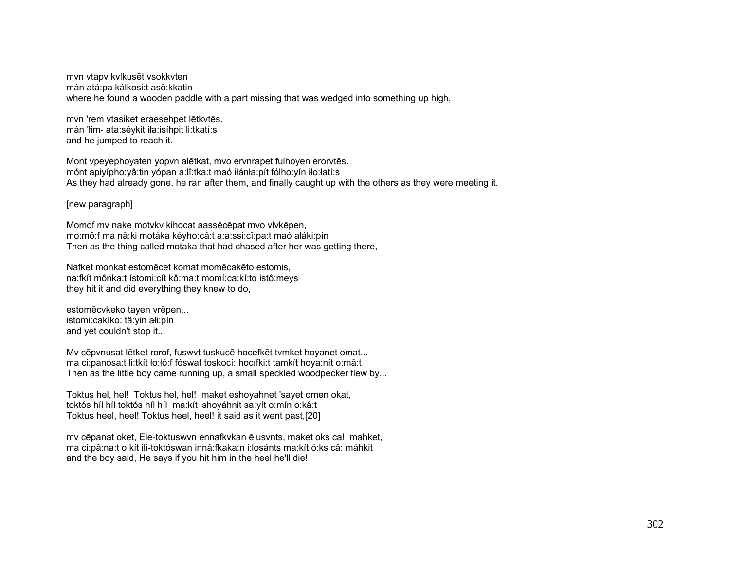mvn vtapv kvlkusēt vsokkvten
mán atá:pa kálkosi:t asô:kkatin
where he found a wooden paddle with a part missing that was wedged into something up high,

mvn 'rem vtasiket eraesehpet lētkvtēs.
mán 'łim- ata:sêykit iła:isíhpit li:tkatí:s
and he jumped to reach it.

Mont vpeyephoyaten yopvn alētkat, mvo ervnrapet fulhoyen erorvtēs.
mónt apiyípho:yâ:tin yópan a:lî:tka:t maó iłánła:pít fólho:yín iło:łatí:s
As they had already gone, he ran after them, and finally caught up with the others as they were meeting it.

[new paragraph]

Momof mv nake motvkv kihocat aassēcēpat mvo vlvkēpen,
mo:mô:f ma nâ:ki motáka kéyho:câ:t a:a:ssi:cî:pa:t maó aláki:pín
Then as the thing called motaka that had chased after her was getting there,

Nafket monkat estomēcet komat momēcakēto estomis,
na:fkít mônka:t ístomi:cít kô:ma:t momí:ca:kí:to istô:meys
they hit it and did everything they knew to do,

estomēcvkeko tayen vrēpen...
istomi:cakíko: tâ:yin ałi:pín
and yet couldn't stop it...

Mv cēpvnusat lētket rorof, fuswvt tuskucē hocefkēt tvmket hoyanet omat...
ma ci:panósa:t li:tkít ło:łô:f fóswat toskocí: hocífki:t tamkít hoya:nít o:mâ:t
Then as the little boy came running up, a small speckled woodpecker flew by...

Toktus hel, hel! Toktus hel, hel! maket eshoyahnet 'sayet omen okat,
toktós híl híl toktós híl híl ma:kít ishoyáhnit sa:yít o:mín o:kâ:t
Toktus heel, heel! Toktus heel, heel! it said as it went past,[20]

mv cēpanat oket, Ele-toktuswvn ennafkvkan ēlusvnts, maket oks ca! mahket,
ma ci:pâ:na:t o:kít ili-toktóswan innâ:fkaka:n i:losánts ma:kít ó:ks câ: máhkit
and the boy said, He says if you hit him in the heel he'll die!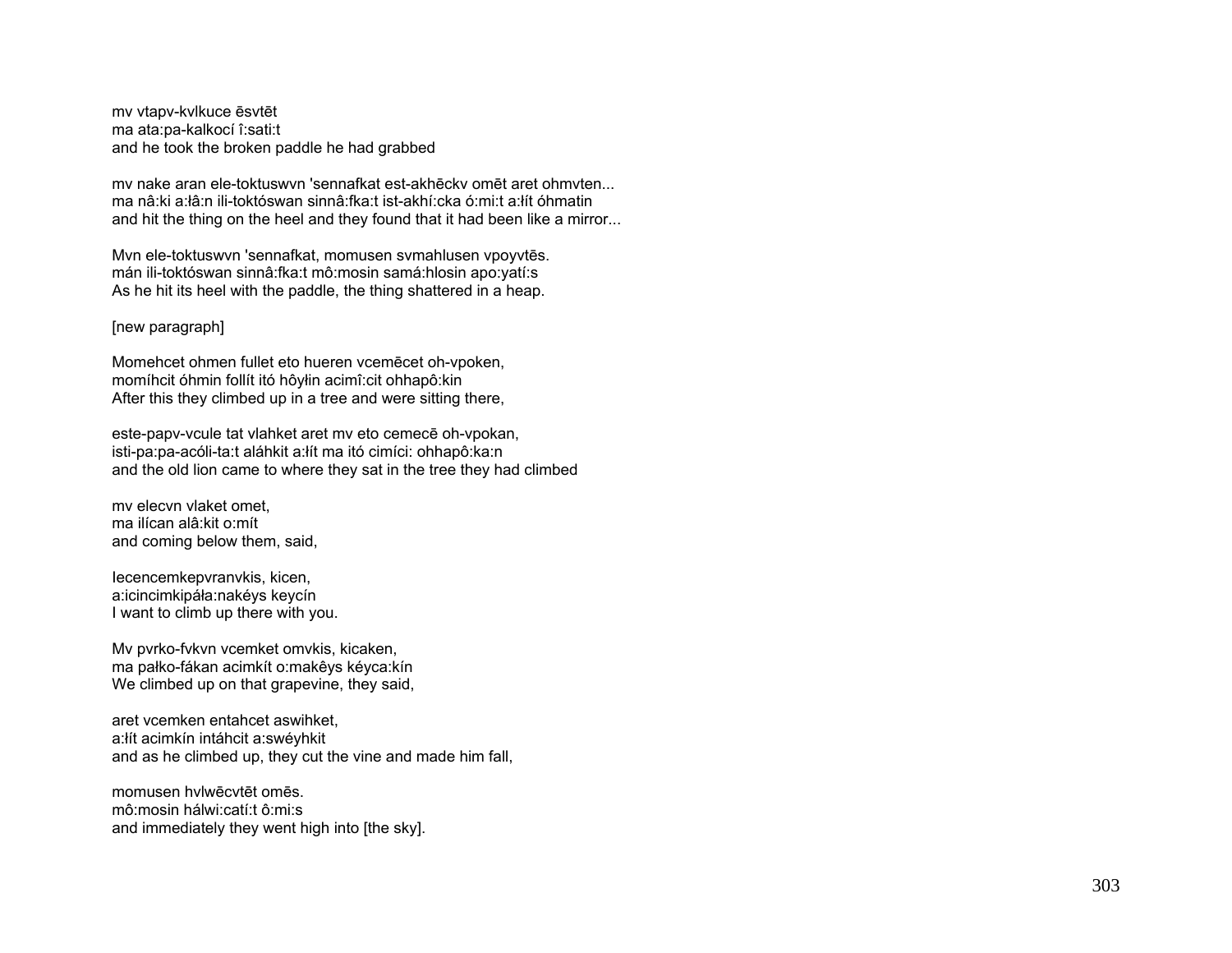mv vtapv-kvlkuce ēsvtēt
ma ata:pa-kalkocí î:sati:t
and he took the broken paddle he had grabbed

mv nake aran ele-toktuswvn 'sennafkat est-akhēckv omēt aret ohmvten...
ma nâ:ki a:łâ:n ili-toktóswan sinnâ:fka:t ist-akhí:cka ó:mi:t a:łít óhmatin
and hit the thing on the heel and they found that it had been like a mirror...

Mvn ele-toktuswvn 'sennafkat, momusen svmahlusen vpoyvtēs.
mán ili-toktóswan sinnâ:fka:t mô:mosin samá:hlosin apo:yatí:s
As he hit its heel with the paddle, the thing shattered in a heap.

[new paragraph]

Momehcet ohmen fullet eto hueren vcemēcet oh-vpoken,
momíhcit óhmin follít itó hôyłin acimî:cit ohhapô:kin
After this they climbed up in a tree and were sitting there,

este-papv-vcule tat vlahket aret mv eto cemecē oh-vpokan,
isti-pa:pa-acóli-ta:t aláhkit a:łít ma itó cimíci: ohhapô:ka:n
and the old lion came to where they sat in the tree they had climbed

mv elecvn vlaket omet,
ma ilícan alâ:kit o:mít
and coming below them, said,

Iecencemkepvranvkis, kicen,
a:icincimkipáła:nakéys keycín
I want to climb up there with you.

Mv pvrko-fvkvn vcemket omvkis, kicaken,
ma pałko-fákan acimkít o:makêys kéyca:kín
We climbed up on that grapevine, they said,

aret vcemken entahcet aswihket,
a:łít acimkín intáhcit a:swéyhkit
and as he climbed up, they cut the vine and made him fall,

momusen hvlwēcvtēt omēs.
mô:mosin hálwi:catí:t ô:mi:s
and immediately they went high into [the sky].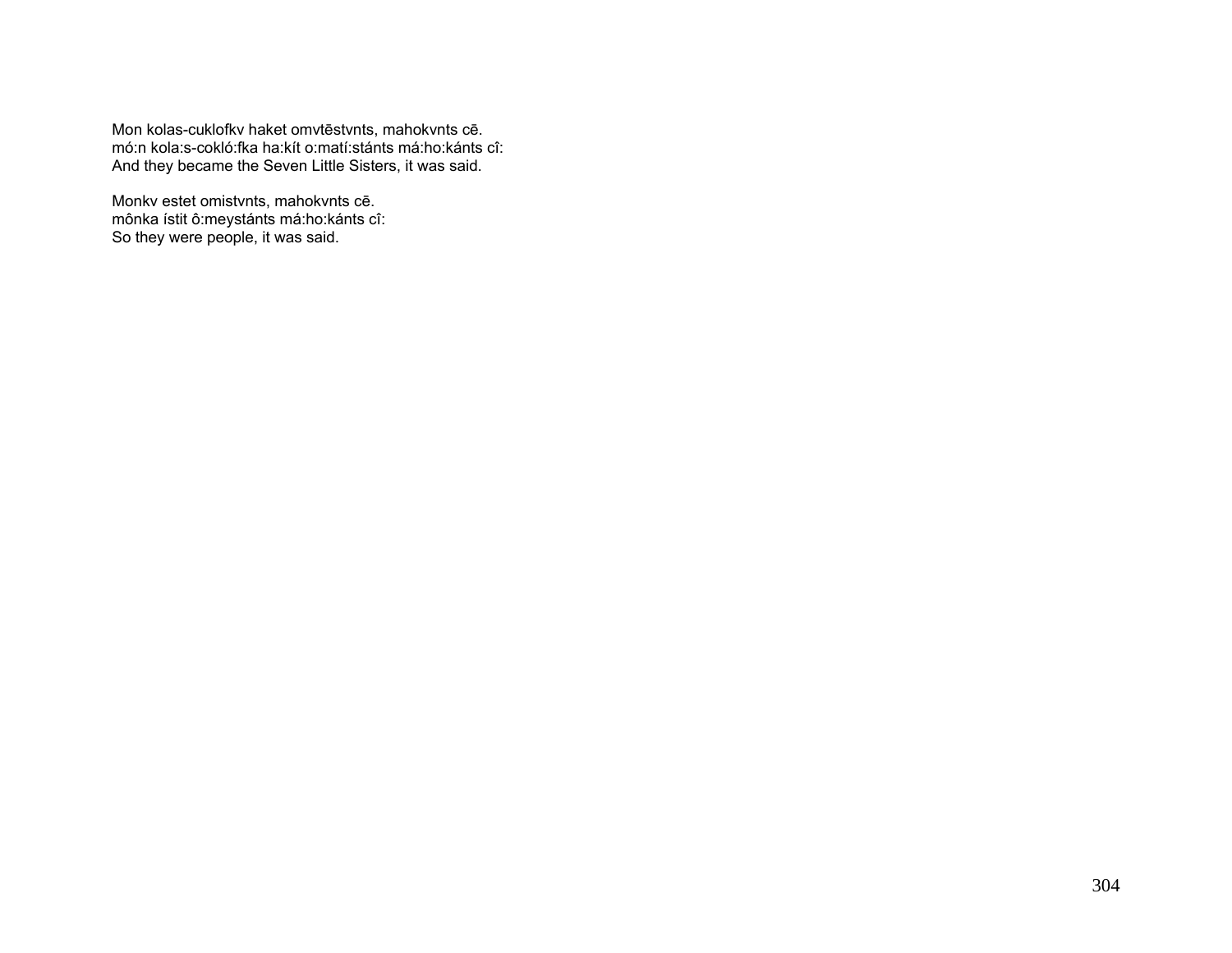Mon kolas-cuklofkv haket omvtēstvnts, mahokvnts cē.
mó:n kola:s-cokló:fka ha:kít o:matí:stánts má:ho:kánts cî:
And they became the Seven Little Sisters, it was said.

Monkv estet omistvnts, mahokvnts cē.
mônka ístit ô:meystánts má:ho:kánts cî:
So they were people, it was said.